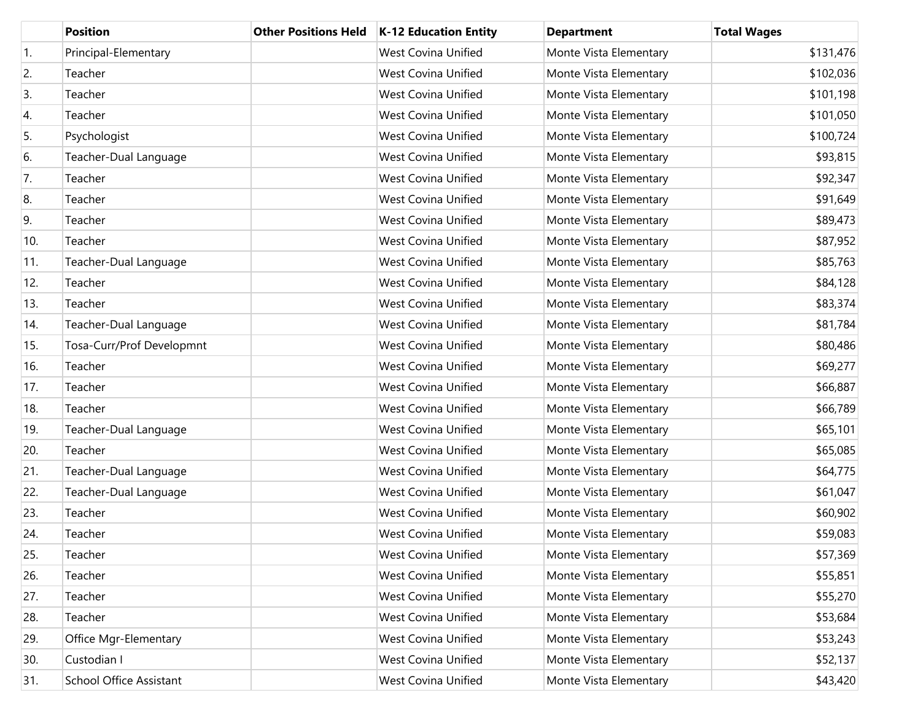| | Position | Other Positions Held | K-12 Education Entity | Department | Total Wages |
|---|---|---|---|---|---|
| 1. | Principal-Elementary | | West Covina Unified | Monte Vista Elementary | $131,476 |
| 2. | Teacher | | West Covina Unified | Monte Vista Elementary | $102,036 |
| 3. | Teacher | | West Covina Unified | Monte Vista Elementary | $101,198 |
| 4. | Teacher | | West Covina Unified | Monte Vista Elementary | $101,050 |
| 5. | Psychologist | | West Covina Unified | Monte Vista Elementary | $100,724 |
| 6. | Teacher-Dual Language | | West Covina Unified | Monte Vista Elementary | $93,815 |
| 7. | Teacher | | West Covina Unified | Monte Vista Elementary | $92,347 |
| 8. | Teacher | | West Covina Unified | Monte Vista Elementary | $91,649 |
| 9. | Teacher | | West Covina Unified | Monte Vista Elementary | $89,473 |
| 10. | Teacher | | West Covina Unified | Monte Vista Elementary | $87,952 |
| 11. | Teacher-Dual Language | | West Covina Unified | Monte Vista Elementary | $85,763 |
| 12. | Teacher | | West Covina Unified | Monte Vista Elementary | $84,128 |
| 13. | Teacher | | West Covina Unified | Monte Vista Elementary | $83,374 |
| 14. | Teacher-Dual Language | | West Covina Unified | Monte Vista Elementary | $81,784 |
| 15. | Tosa-Curr/Prof Developmnt | | West Covina Unified | Monte Vista Elementary | $80,486 |
| 16. | Teacher | | West Covina Unified | Monte Vista Elementary | $69,277 |
| 17. | Teacher | | West Covina Unified | Monte Vista Elementary | $66,887 |
| 18. | Teacher | | West Covina Unified | Monte Vista Elementary | $66,789 |
| 19. | Teacher-Dual Language | | West Covina Unified | Monte Vista Elementary | $65,101 |
| 20. | Teacher | | West Covina Unified | Monte Vista Elementary | $65,085 |
| 21. | Teacher-Dual Language | | West Covina Unified | Monte Vista Elementary | $64,775 |
| 22. | Teacher-Dual Language | | West Covina Unified | Monte Vista Elementary | $61,047 |
| 23. | Teacher | | West Covina Unified | Monte Vista Elementary | $60,902 |
| 24. | Teacher | | West Covina Unified | Monte Vista Elementary | $59,083 |
| 25. | Teacher | | West Covina Unified | Monte Vista Elementary | $57,369 |
| 26. | Teacher | | West Covina Unified | Monte Vista Elementary | $55,851 |
| 27. | Teacher | | West Covina Unified | Monte Vista Elementary | $55,270 |
| 28. | Teacher | | West Covina Unified | Monte Vista Elementary | $53,684 |
| 29. | Office Mgr-Elementary | | West Covina Unified | Monte Vista Elementary | $53,243 |
| 30. | Custodian I | | West Covina Unified | Monte Vista Elementary | $52,137 |
| 31. | School Office Assistant | | West Covina Unified | Monte Vista Elementary | $43,420 |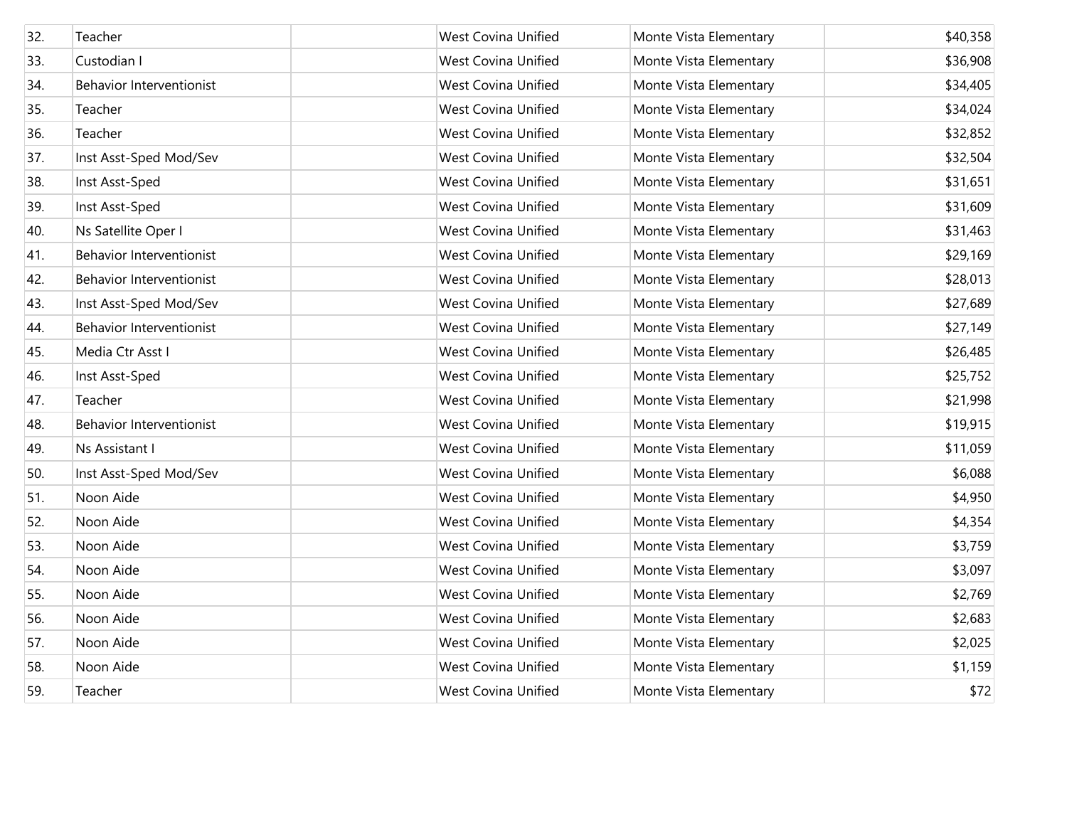| | | | | | |
|---|---|---|---|---|---|
| 32. | Teacher | | West Covina Unified | Monte Vista Elementary | $40,358 |
| 33. | Custodian I | | West Covina Unified | Monte Vista Elementary | $36,908 |
| 34. | Behavior Interventionist | | West Covina Unified | Monte Vista Elementary | $34,405 |
| 35. | Teacher | | West Covina Unified | Monte Vista Elementary | $34,024 |
| 36. | Teacher | | West Covina Unified | Monte Vista Elementary | $32,852 |
| 37. | Inst Asst-Sped Mod/Sev | | West Covina Unified | Monte Vista Elementary | $32,504 |
| 38. | Inst Asst-Sped | | West Covina Unified | Monte Vista Elementary | $31,651 |
| 39. | Inst Asst-Sped | | West Covina Unified | Monte Vista Elementary | $31,609 |
| 40. | Ns Satellite Oper I | | West Covina Unified | Monte Vista Elementary | $31,463 |
| 41. | Behavior Interventionist | | West Covina Unified | Monte Vista Elementary | $29,169 |
| 42. | Behavior Interventionist | | West Covina Unified | Monte Vista Elementary | $28,013 |
| 43. | Inst Asst-Sped Mod/Sev | | West Covina Unified | Monte Vista Elementary | $27,689 |
| 44. | Behavior Interventionist | | West Covina Unified | Monte Vista Elementary | $27,149 |
| 45. | Media Ctr Asst I | | West Covina Unified | Monte Vista Elementary | $26,485 |
| 46. | Inst Asst-Sped | | West Covina Unified | Monte Vista Elementary | $25,752 |
| 47. | Teacher | | West Covina Unified | Monte Vista Elementary | $21,998 |
| 48. | Behavior Interventionist | | West Covina Unified | Monte Vista Elementary | $19,915 |
| 49. | Ns Assistant I | | West Covina Unified | Monte Vista Elementary | $11,059 |
| 50. | Inst Asst-Sped Mod/Sev | | West Covina Unified | Monte Vista Elementary | $6,088 |
| 51. | Noon Aide | | West Covina Unified | Monte Vista Elementary | $4,950 |
| 52. | Noon Aide | | West Covina Unified | Monte Vista Elementary | $4,354 |
| 53. | Noon Aide | | West Covina Unified | Monte Vista Elementary | $3,759 |
| 54. | Noon Aide | | West Covina Unified | Monte Vista Elementary | $3,097 |
| 55. | Noon Aide | | West Covina Unified | Monte Vista Elementary | $2,769 |
| 56. | Noon Aide | | West Covina Unified | Monte Vista Elementary | $2,683 |
| 57. | Noon Aide | | West Covina Unified | Monte Vista Elementary | $2,025 |
| 58. | Noon Aide | | West Covina Unified | Monte Vista Elementary | $1,159 |
| 59. | Teacher | | West Covina Unified | Monte Vista Elementary | $72 |